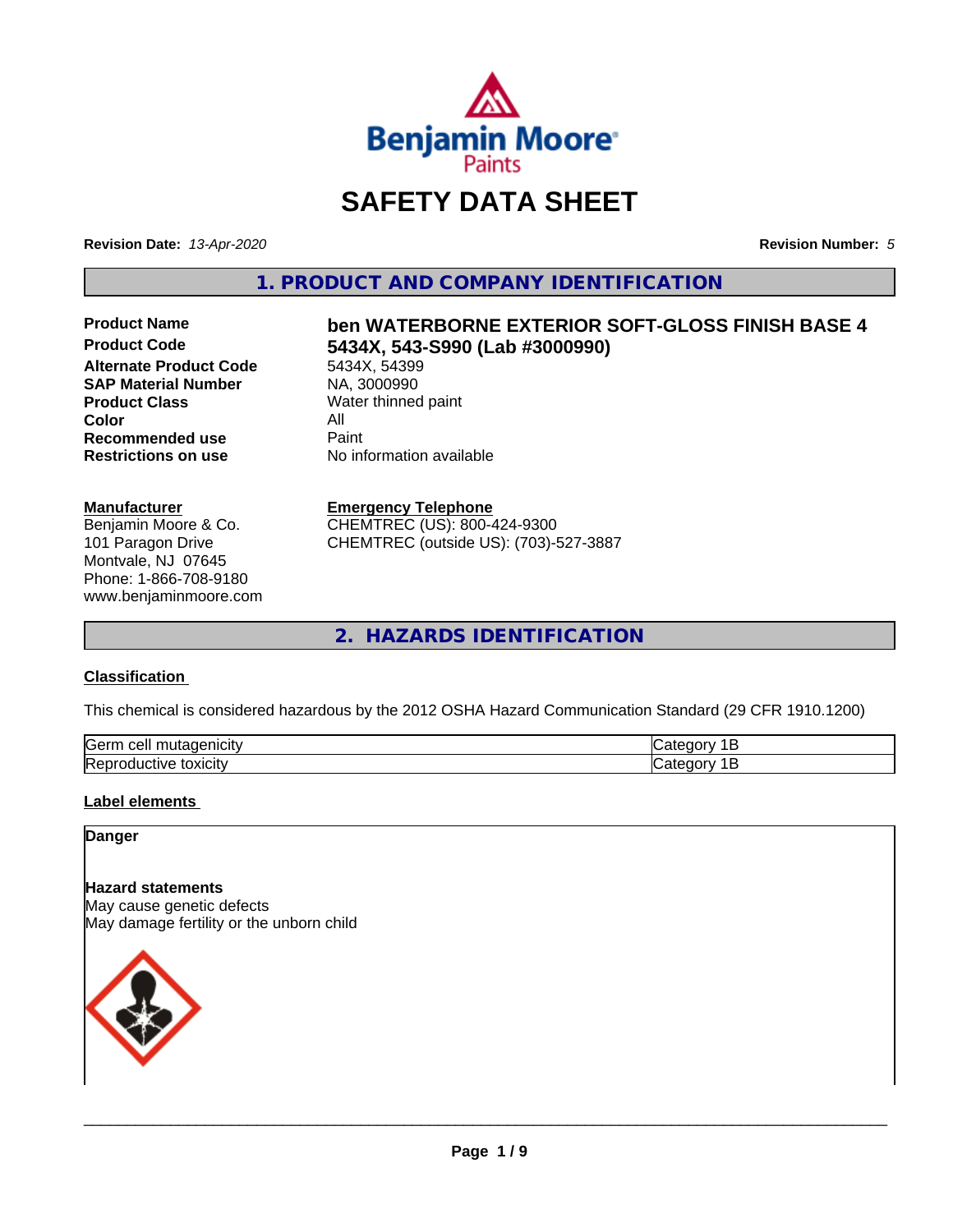# SAFETY DATA SHEET

**Revision Date:** *13-Apr-2020* **Revision Number:** *5*

## 1. PRODUCT AND COMPANY IDENTIFICATION

| | |
|---|---|
| **Product Name** | **ben WATERBORNE EXTERIOR SOFT-GLOSS FINISH BASE 4** |
| **Product Code** | **5434X, 543-S990 (Lab #3000990)** |
| **Alternate Product Code** | 5434X, 54399 |
| **SAP Material Number** | NA, 3000990 |
| **Product Class** | Water thinned paint |
| **Color** | All |
| **Recommended use** | Paint |
| **Restrictions on use** | No information available |

**Manufacturer**
Benjamin Moore & Co.
101 Paragon Drive
Montvale, NJ 07645
Phone: 1-866-708-9180
www.benjaminmoore.com

**Emergency Telephone**
CHEMTREC (US): 800-424-9300
CHEMTREC (outside US): (703)-527-3887

## 2. HAZARDS IDENTIFICATION

### Classification

This chemical is considered hazardous by the 2012 OSHA Hazard Communication Standard (29 CFR 1910.1200)

| | |
|---|---|
| Germ cell mutagenicity | Category 1B |
| Reproductive toxicity | Category 1B |

### Label elements

**Danger**

**Hazard statements**
May cause genetic defects
May damage fertility or the unborn child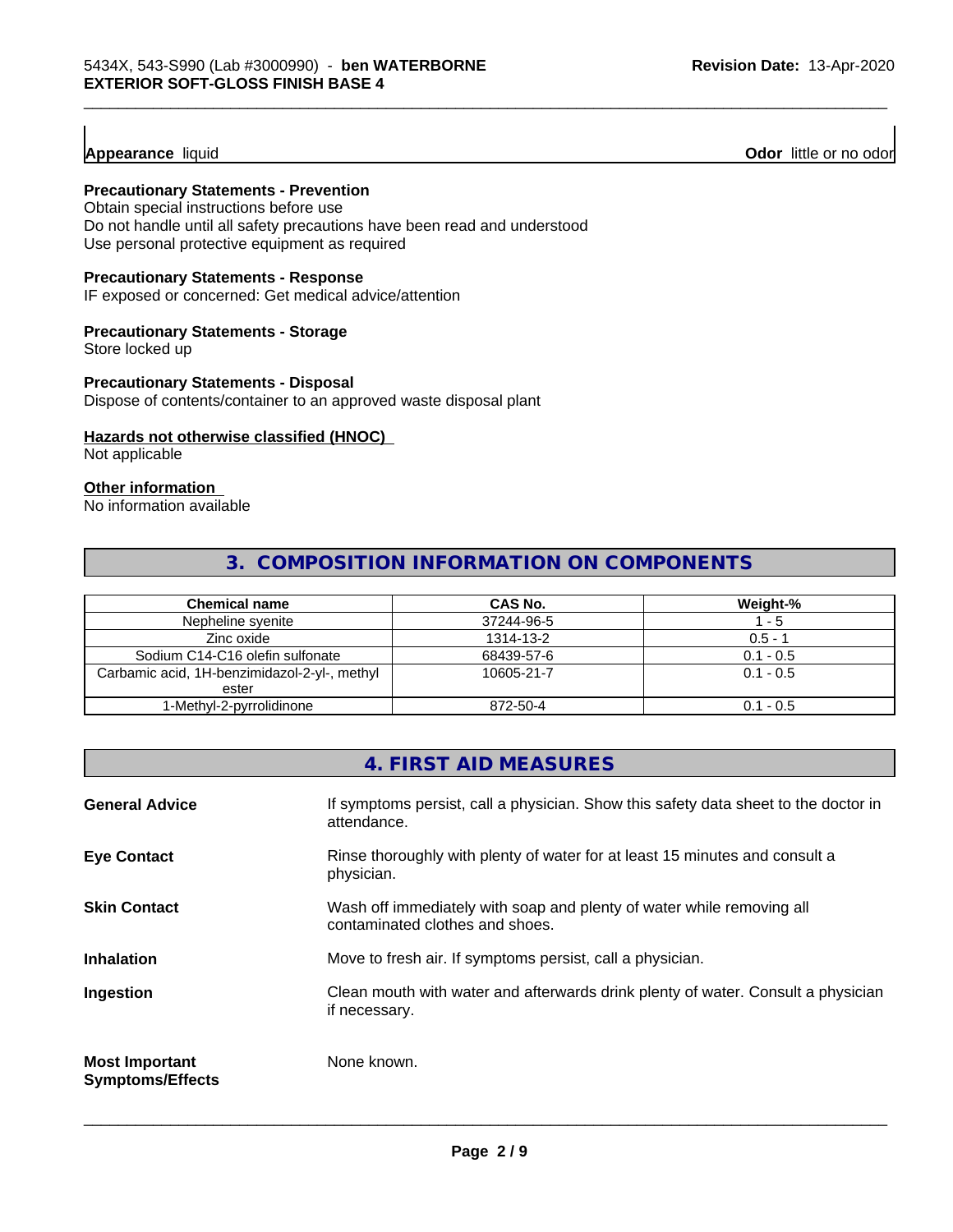**Appearance** liquid **Odor** little or no odor

**Precautionary Statements - Prevention**

Obtain special instructions before use
Do not handle until all safety precautions have been read and understood
Use personal protective equipment as required

**Precautionary Statements - Response**

IF exposed or concerned: Get medical advice/attention

**Precautionary Statements - Storage**

Store locked up

**Precautionary Statements - Disposal**

Dispose of contents/container to an approved waste disposal plant

**Hazards not otherwise classified (HNOC)**

Not applicable

**Other information**

No information available

## 3. COMPOSITION INFORMATION ON COMPONENTS

| Chemical name | CAS No. | Weight-% |
| --- | --- | --- |
| Nepheline syenite | 37244-96-5 | 1 - 5 |
| Zinc oxide | 1314-13-2 | 0.5 - 1 |
| Sodium C14-C16 olefin sulfonate | 68439-57-6 | 0.1 - 0.5 |
| Carbamic acid, 1H-benzimidazol-2-yl-, methyl ester | 10605-21-7 | 0.1 - 0.5 |
| 1-Methyl-2-pyrrolidinone | 872-50-4 | 0.1 - 0.5 |

## 4. FIRST AID MEASURES

**General Advice** If symptoms persist, call a physician. Show this safety data sheet to the doctor in attendance.

**Eye Contact** Rinse thoroughly with plenty of water for at least 15 minutes and consult a physician.

**Skin Contact** Wash off immediately with soap and plenty of water while removing all contaminated clothes and shoes.

**Inhalation** Move to fresh air. If symptoms persist, call a physician.

**Ingestion** Clean mouth with water and afterwards drink plenty of water. Consult a physician if necessary.

**Most Important Symptoms/Effects** None known.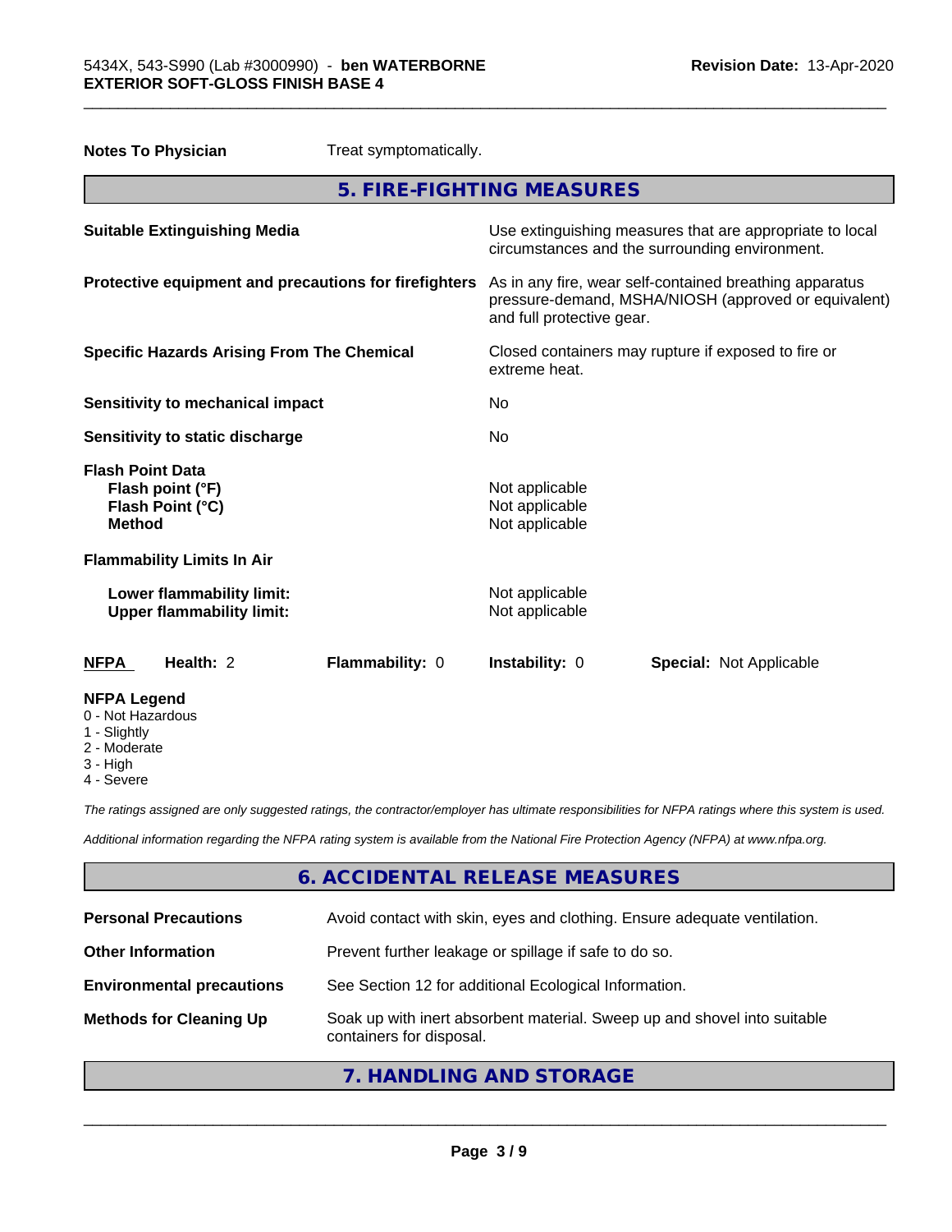**Notes To Physician** Treat symptomatically.

## 5. FIRE-FIGHTING MEASURES

| | |
|---|---|
| **Suitable Extinguishing Media** | Use extinguishing measures that are appropriate to local circumstances and the surrounding environment. |
| **Protective equipment and precautions for firefighters** | As in any fire, wear self-contained breathing apparatus pressure-demand, MSHA/NIOSH (approved or equivalent) and full protective gear. |
| **Specific Hazards Arising From The Chemical** | Closed containers may rupture if exposed to fire or extreme heat. |
| **Sensitivity to mechanical impact** | No |
| **Sensitivity to static discharge** | No |

**Flash Point Data**

| | |
|---|---|
| **Flash point (°F)** | Not applicable |
| **Flash Point (°C)** | Not applicable |
| **Method** | Not applicable |

**Flammability Limits In Air**

| | |
|---|---|
| **Lower flammability limit:** | Not applicable |
| **Upper flammability limit:** | Not applicable |

| **NFPA** | **Health:** 2 | **Flammability:** 0 | **Instability:** 0 | **Special:** Not Applicable |
|---|---|---|---|---|

**NFPA Legend**

- 0 - Not Hazardous
- 1 - Slightly
- 2 - Moderate
- 3 - High
- 4 - Severe

*The ratings assigned are only suggested ratings, the contractor/employer has ultimate responsibilities for NFPA ratings where this system is used.*

*Additional information regarding the NFPA rating system is available from the National Fire Protection Agency (NFPA) at www.nfpa.org.*

## 6. ACCIDENTAL RELEASE MEASURES

| | |
|---|---|
| **Personal Precautions** | Avoid contact with skin, eyes and clothing. Ensure adequate ventilation. |
| **Other Information** | Prevent further leakage or spillage if safe to do so. |
| **Environmental precautions** | See Section 12 for additional Ecological Information. |
| **Methods for Cleaning Up** | Soak up with inert absorbent material. Sweep up and shovel into suitable containers for disposal. |

## 7. HANDLING AND STORAGE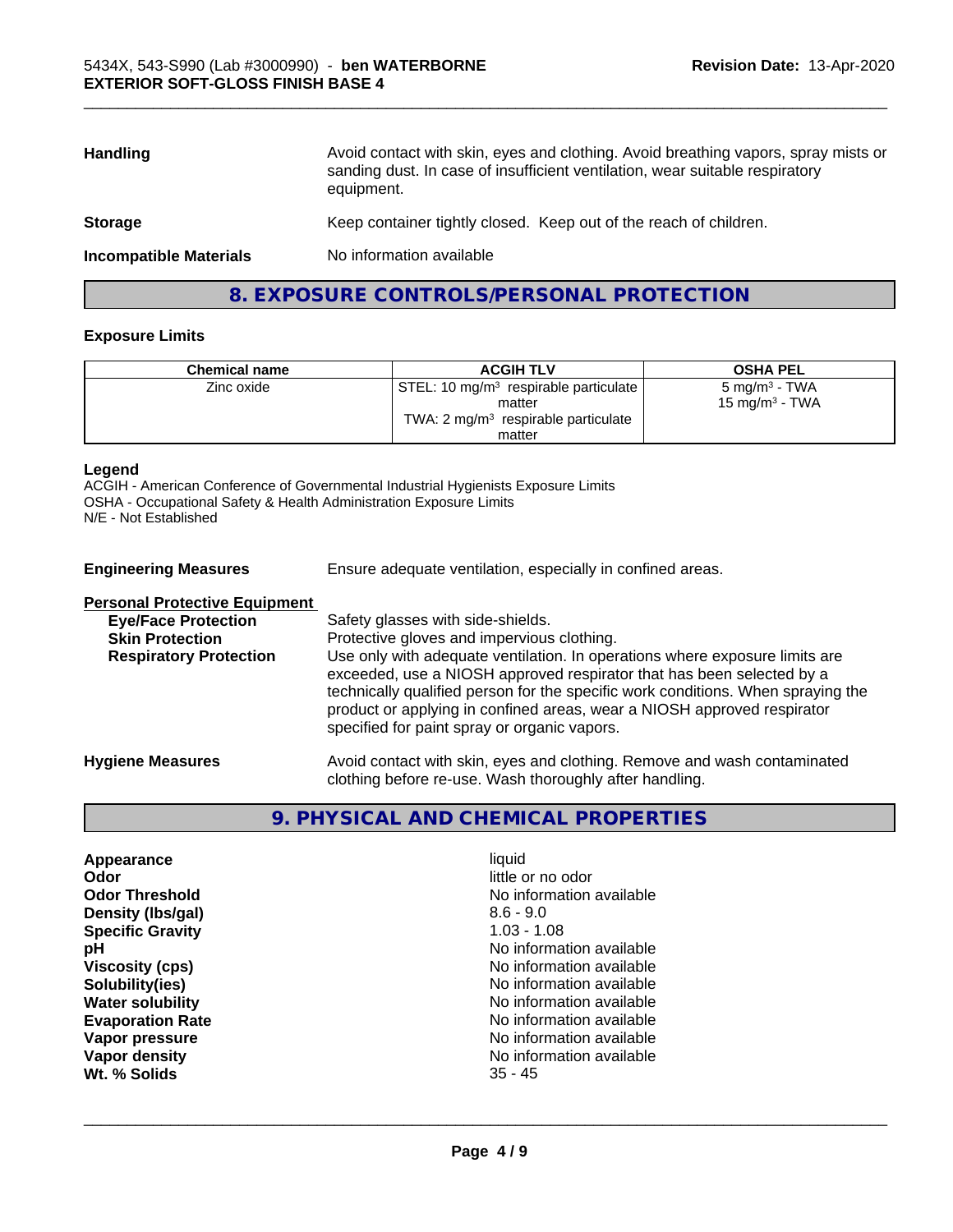| | |
|---|---|
| **Handling** | Avoid contact with skin, eyes and clothing. Avoid breathing vapors, spray mists or sanding dust. In case of insufficient ventilation, wear suitable respiratory equipment. |
| **Storage** | Keep container tightly closed. Keep out of the reach of children. |
| **Incompatible Materials** | No information available |

## 8. EXPOSURE CONTROLS/PERSONAL PROTECTION

### Exposure Limits

| Chemical name | ACGIH TLV | OSHA PEL |
|---|---|---|
| Zinc oxide | STEL: 10 mg/m$^3$ respirable particulate matter<br>TWA: 2 mg/m$^3$ respirable particulate matter | 5 mg/m$^3$ - TWA<br>15 mg/m$^3$ - TWA |

**Legend**
ACGIH - American Conference of Governmental Industrial Hygienists Exposure Limits
OSHA - Occupational Safety & Health Administration Exposure Limits
N/E - Not Established

**Engineering Measures** Ensure adequate ventilation, especially in confined areas.

**Personal Protective Equipment**

- **Eye/Face Protection** Safety glasses with side-shields.
- **Skin Protection** Protective gloves and impervious clothing.
- **Respiratory Protection** Use only with adequate ventilation. In operations where exposure limits are exceeded, use a NIOSH approved respirator that has been selected by a technically qualified person for the specific work conditions. When spraying the product or applying in confined areas, wear a NIOSH approved respirator specified for paint spray or organic vapors.

**Hygiene Measures** Avoid contact with skin, eyes and clothing. Remove and wash contaminated clothing before re-use. Wash thoroughly after handling.

## 9. PHYSICAL AND CHEMICAL PROPERTIES

| | |
|---|---|
| **Appearance** | liquid |
| **Odor** | little or no odor |
| **Odor Threshold** | No information available |
| **Density (lbs/gal)** | 8.6 - 9.0 |
| **Specific Gravity** | 1.03 - 1.08 |
| **pH** | No information available |
| **Viscosity (cps)** | No information available |
| **Solubility(ies)** | No information available |
| **Water solubility** | No information available |
| **Evaporation Rate** | No information available |
| **Vapor pressure** | No information available |
| **Vapor density** | No information available |
| **Wt. % Solids** | 35 - 45 |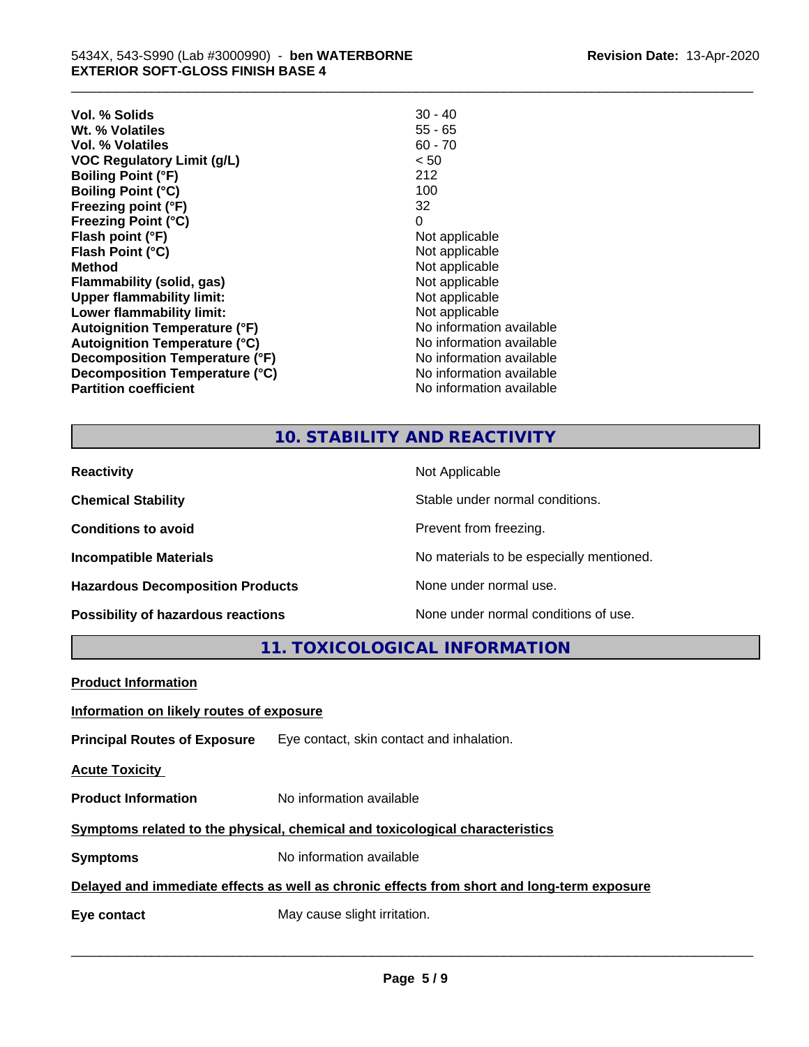| | |
|---|---|
| **Vol. % Solids** | 30 - 40 |
| **Wt. % Volatiles** | 55 - 65 |
| **Vol. % Volatiles** | 60 - 70 |
| **VOC Regulatory Limit (g/L)** | < 50 |
| **Boiling Point (°F)** | 212 |
| **Boiling Point (°C)** | 100 |
| **Freezing point (°F)** | 32 |
| **Freezing Point (°C)** | 0 |
| **Flash point (°F)** | Not applicable |
| **Flash Point (°C)** | Not applicable |
| **Method** | Not applicable |
| **Flammability (solid, gas)** | Not applicable |
| **Upper flammability limit:** | Not applicable |
| **Lower flammability limit:** | Not applicable |
| **Autoignition Temperature (°F)** | No information available |
| **Autoignition Temperature (°C)** | No information available |
| **Decomposition Temperature (°F)** | No information available |
| **Decomposition Temperature (°C)** | No information available |
| **Partition coefficient** | No information available |

## 10. STABILITY AND REACTIVITY

| | |
|---|---|
| **Reactivity** | Not Applicable |
| **Chemical Stability** | Stable under normal conditions. |
| **Conditions to avoid** | Prevent from freezing. |
| **Incompatible Materials** | No materials to be especially mentioned. |
| **Hazardous Decomposition Products** | None under normal use. |
| **Possibility of hazardous reactions** | None under normal conditions of use. |

## 11. TOXICOLOGICAL INFORMATION

**Product Information**

**Information on likely routes of exposure**

**Principal Routes of Exposure** Eye contact, skin contact and inhalation.

**Acute Toxicity**

**Product Information** No information available

**Symptoms related to the physical, chemical and toxicological characteristics**

**Symptoms** No information available

**Delayed and immediate effects as well as chronic effects from short and long-term exposure**

**Eye contact** May cause slight irritation.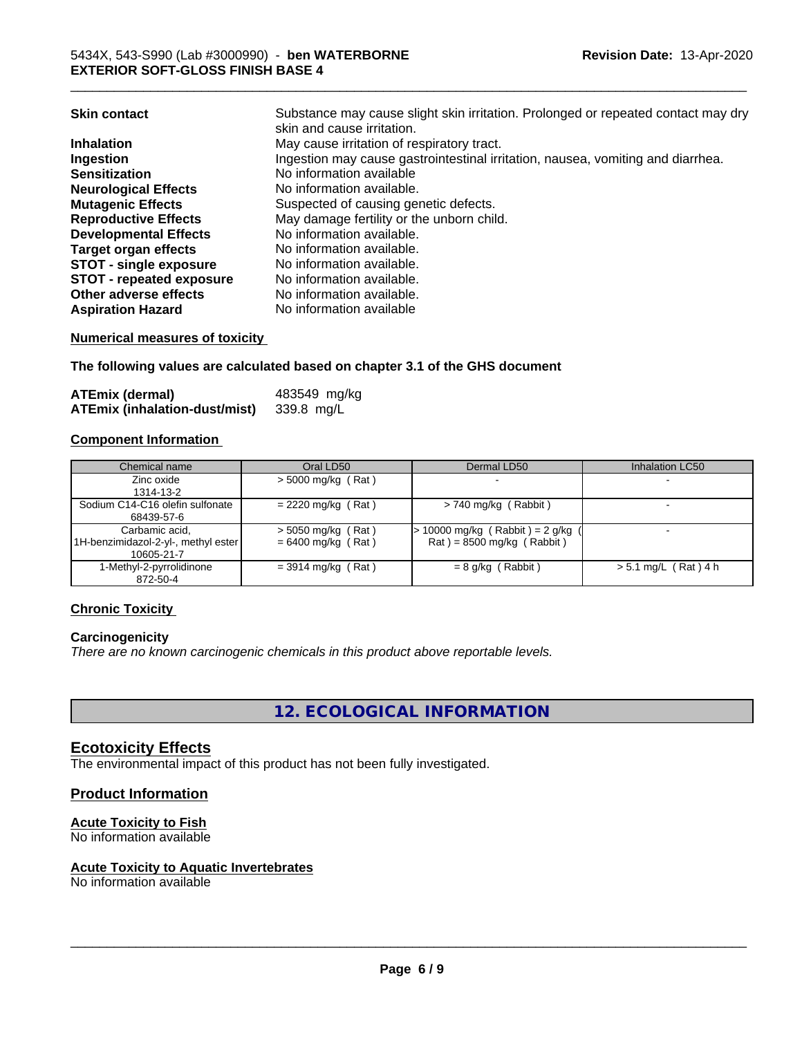| | |
|---|---|
| **Skin contact** | Substance may cause slight skin irritation. Prolonged or repeated contact may dry skin and cause irritation. |
| **Inhalation** | May cause irritation of respiratory tract. |
| **Ingestion** | Ingestion may cause gastrointestinal irritation, nausea, vomiting and diarrhea. |
| **Sensitization** | No information available |
| **Neurological Effects** | No information available. |
| **Mutagenic Effects** | Suspected of causing genetic defects. |
| **Reproductive Effects** | May damage fertility or the unborn child. |
| **Developmental Effects** | No information available. |
| **Target organ effects** | No information available. |
| **STOT - single exposure** | No information available. |
| **STOT - repeated exposure** | No information available. |
| **Other adverse effects** | No information available. |
| **Aspiration Hazard** | No information available |

**Numerical measures of toxicity**

**The following values are calculated based on chapter 3.1 of the GHS document**

| | |
|---|---|
| **ATEmix (dermal)** | 483549 mg/kg |
| **ATEmix (inhalation-dust/mist)** | 339.8 mg/L |

**Component Information**

| Chemical name | Oral LD50 | Dermal LD50 | Inhalation LC50 |
|---|---|---|---|
| Zinc oxide<br>1314-13-2 | > 5000 mg/kg ( Rat ) | - | - |
| Sodium C14-C16 olefin sulfonate<br>68439-57-6 | = 2220 mg/kg ( Rat ) | > 740 mg/kg ( Rabbit ) | - |
| Carbamic acid, 1H-benzimidazol-2-yl-, methyl ester<br>10605-21-7 | > 5050 mg/kg ( Rat )<br>= 6400 mg/kg ( Rat ) | > 10000 mg/kg ( Rabbit ) = 2 g/kg ( Rat ) = 8500 mg/kg ( Rabbit ) | - |
| 1-Methyl-2-pyrrolidinone<br>872-50-4 | = 3914 mg/kg ( Rat ) | = 8 g/kg ( Rabbit ) | > 5.1 mg/L ( Rat ) 4 h |

**Chronic Toxicity**

**Carcinogenicity**

*There are no known carcinogenic chemicals in this product above reportable levels.*

## 12. ECOLOGICAL INFORMATION

### Ecotoxicity Effects

The environmental impact of this product has not been fully investigated.

### Product Information

**Acute Toxicity to Fish**

No information available

**Acute Toxicity to Aquatic Invertebrates**

No information available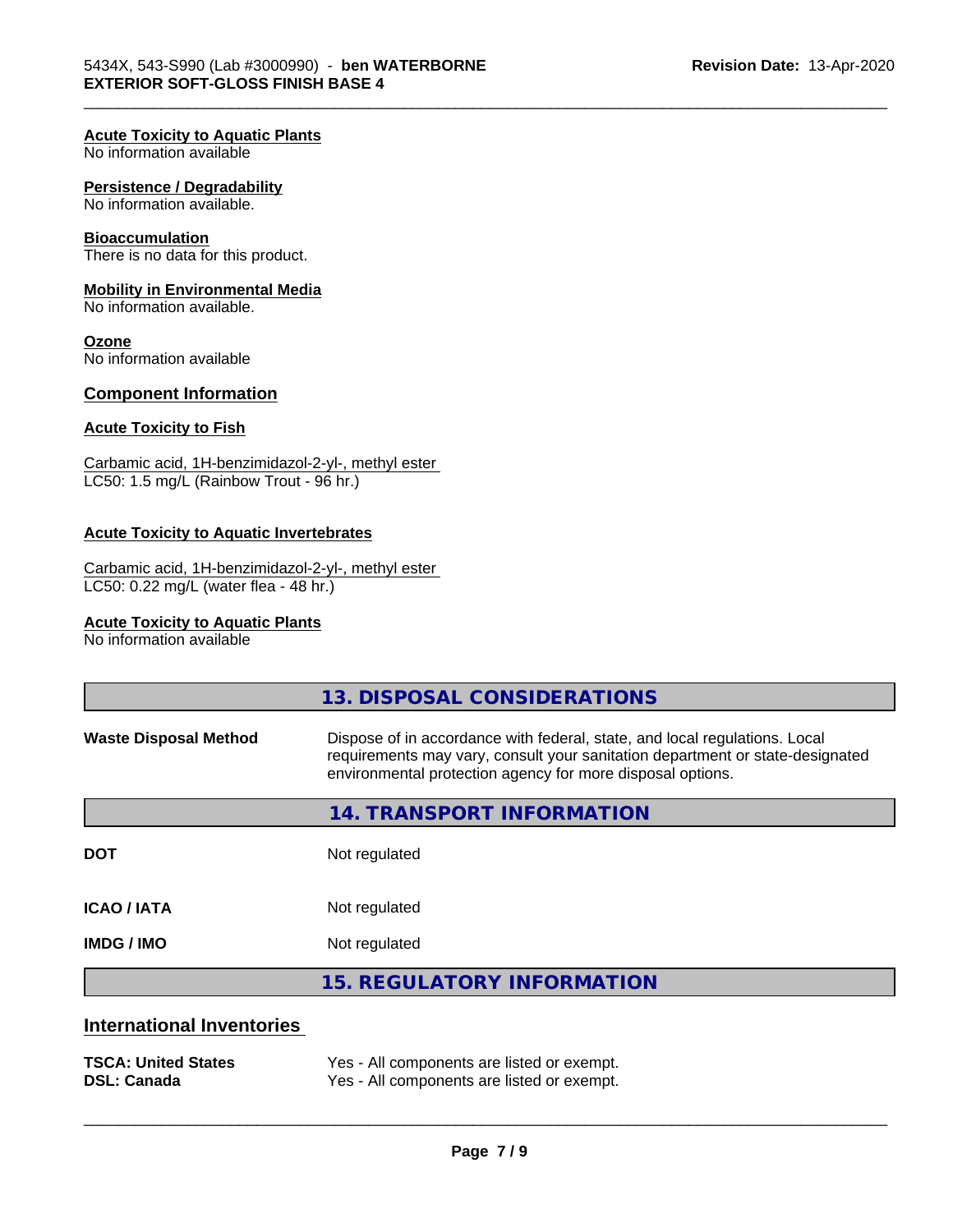**Acute Toxicity to Aquatic Plants**
No information available

**Persistence / Degradability**
No information available.

**Bioaccumulation**
There is no data for this product.

**Mobility in Environmental Media**
No information available.

**Ozone**
No information available

## Component Information

**Acute Toxicity to Fish**

Carbamic acid, 1H-benzimidazol-2-yl-, methyl ester
LC50: 1.5 mg/L (Rainbow Trout - 96 hr.)

**Acute Toxicity to Aquatic Invertebrates**

Carbamic acid, 1H-benzimidazol-2-yl-, methyl ester
LC50: 0.22 mg/L (water flea - 48 hr.)

**Acute Toxicity to Aquatic Plants**
No information available

## 13. DISPOSAL CONSIDERATIONS

| | |
|---|---|
| **Waste Disposal Method** | Dispose of in accordance with federal, state, and local regulations. Local requirements may vary, consult your sanitation department or state-designated environmental protection agency for more disposal options. |

## 14. TRANSPORT INFORMATION

| | |
|---|---|
| **DOT** | Not regulated |
| **ICAO / IATA** | Not regulated |
| **IMDG / IMO** | Not regulated |

## 15. REGULATORY INFORMATION

### International Inventories

| | |
|---|---|
| **TSCA: United States** | Yes - All components are listed or exempt. |
| **DSL: Canada** | Yes - All components are listed or exempt. |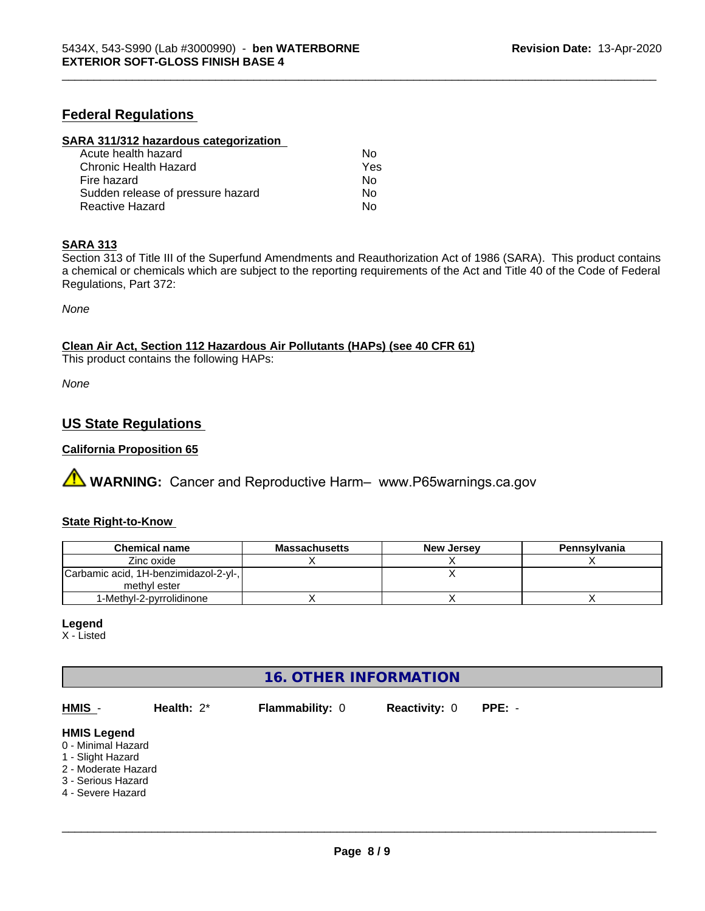## Federal Regulations

### SARA 311/312 hazardous categorization

| | |
|---|---|
| Acute health hazard | No |
| Chronic Health Hazard | Yes |
| Fire hazard | No |
| Sudden release of pressure hazard | No |
| Reactive Hazard | No |

### SARA 313

Section 313 of Title III of the Superfund Amendments and Reauthorization Act of 1986 (SARA). This product contains a chemical or chemicals which are subject to the reporting requirements of the Act and Title 40 of the Code of Federal Regulations, Part 372:

*None*

### Clean Air Act, Section 112 Hazardous Air Pollutants (HAPs) (see 40 CFR 61)

This product contains the following HAPs:

*None*

## US State Regulations

### California Proposition 65

**WARNING:** Cancer and Reproductive Harm– www.P65warnings.ca.gov

### State Right-to-Know

| Chemical name | Massachusetts | New Jersey | Pennsylvania |
|---|---|---|---|
| Zinc oxide | X | X | X |
| Carbamic acid, 1H-benzimidazol-2-yl-, methyl ester | | X | |
| 1-Methyl-2-pyrrolidinone | X | X | X |

**Legend**

X - Listed

## 16. OTHER INFORMATION

**HMIS** - **Health:** 2* **Flammability:** 0 **Reactivity:** 0 **PPE:** -

**HMIS Legend**

0 - Minimal Hazard
1 - Slight Hazard
2 - Moderate Hazard
3 - Serious Hazard
4 - Severe Hazard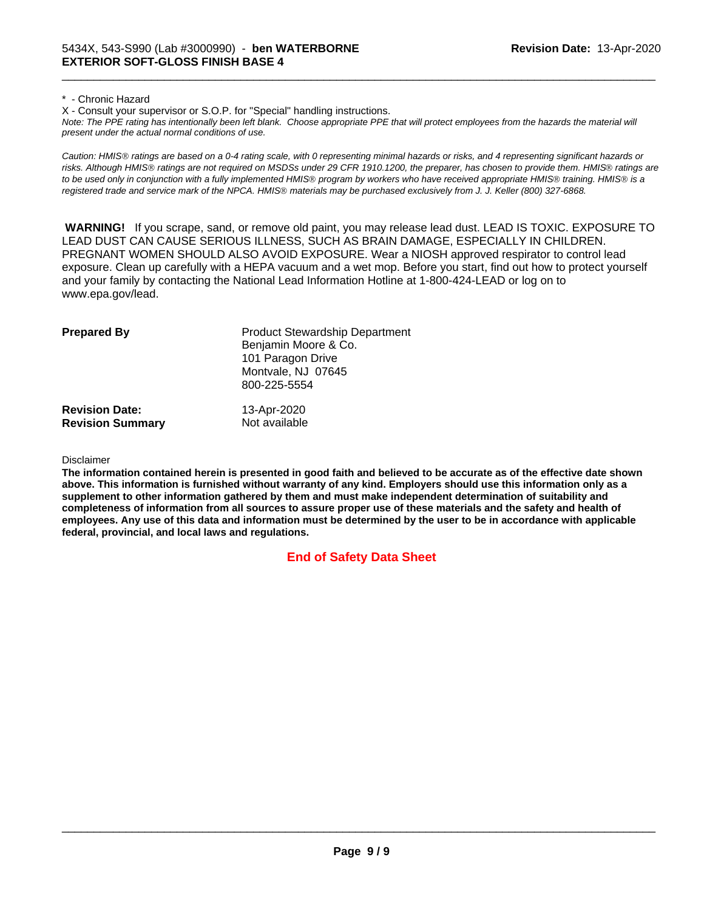\* - Chronic Hazard

X - Consult your supervisor or S.O.P. for "Special" handling instructions.

*Note: The PPE rating has intentionally been left blank. Choose appropriate PPE that will protect employees from the hazards the material will present under the actual normal conditions of use.*

*Caution: HMIS® ratings are based on a 0-4 rating scale, with 0 representing minimal hazards or risks, and 4 representing significant hazards or risks. Although HMIS® ratings are not required on MSDSs under 29 CFR 1910.1200, the preparer, has chosen to provide them. HMIS® ratings are to be used only in conjunction with a fully implemented HMIS® program by workers who have received appropriate HMIS® training. HMIS® is a registered trade and service mark of the NPCA. HMIS® materials may be purchased exclusively from J. J. Keller (800) 327-6868.*

**WARNING!** If you scrape, sand, or remove old paint, you may release lead dust. LEAD IS TOXIC. EXPOSURE TO LEAD DUST CAN CAUSE SERIOUS ILLNESS, SUCH AS BRAIN DAMAGE, ESPECIALLY IN CHILDREN. PREGNANT WOMEN SHOULD ALSO AVOID EXPOSURE. Wear a NIOSH approved respirator to control lead exposure. Clean up carefully with a HEPA vacuum and a wet mop. Before you start, find out how to protect yourself and your family by contacting the National Lead Information Hotline at 1-800-424-LEAD or log on to www.epa.gov/lead.

| | |
|---|---|
| **Prepared By** | Product Stewardship Department<br>Benjamin Moore & Co.<br>101 Paragon Drive<br>Montvale, NJ 07645<br>800-225-5554 |
| **Revision Date:** | 13-Apr-2020 |
| **Revision Summary** | Not available |

Disclaimer

**The information contained herein is presented in good faith and believed to be accurate as of the effective date shown above. This information is furnished without warranty of any kind. Employers should use this information only as a supplement to other information gathered by them and must make independent determination of suitability and completeness of information from all sources to assure proper use of these materials and the safety and health of employees. Any use of this data and information must be determined by the user to be in accordance with applicable federal, provincial, and local laws and regulations.**

**End of Safety Data Sheet**